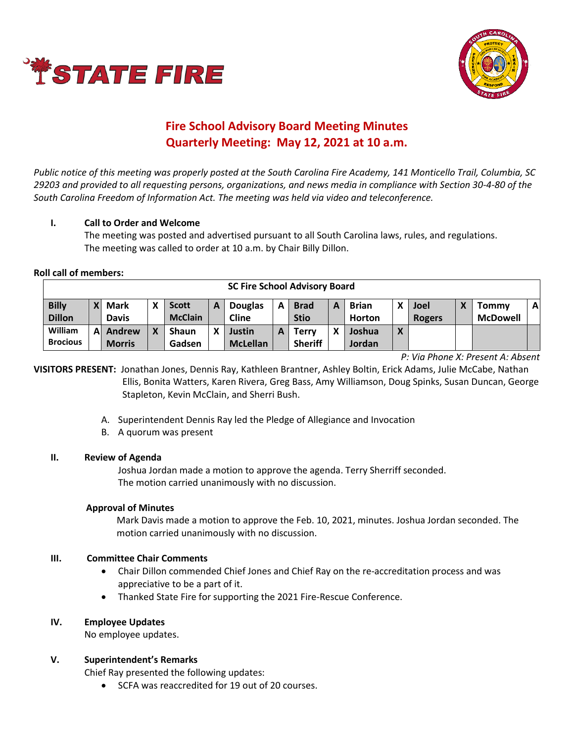# Fire School Advisory Board Meeting Minutes
## Quarterly Meeting: May 12, 2021 at 10 a.m.

*Public notice of this meeting was properly posted at the South Carolina Fire Academy, 141 Monticello Trail, Columbia, SC 29203 and provided to all requesting persons, organizations, and news media in compliance with Section 30-4-80 of the South Carolina Freedom of Information Act. The meeting was held via video and teleconference.*

**I. Call to Order and Welcome**

The meeting was posted and advertised pursuant to all South Carolina laws, rules, and regulations. The meeting was called to order at 10 a.m. by Chair Billy Dillon.

**Roll call of members:**

| SC Fire School Advisory Board | | | | | | | | | | | | | | | |
|---|---|---|---|---|---|---|---|---|---|---|---|---|---|---|---|
| **Billy Dillon** | X | **Mark Davis** | X | **Scott McClain** | A | **Douglas Cline** | A | **Brad Stio** | A | **Brian Horton** | X | **Joel Rogers** | X | **Tommy McDowell** | A |
| **William Brocious** | A | **Andrew Morris** | X | **Shaun Gadsen** | X | **Justin McLellan** | A | **Terry Sheriff** | X | **Joshua Jordan** | X | | | | |

*P: Via Phone X: Present A: Absent*

**VISITORS PRESENT:** Jonathan Jones, Dennis Ray, Kathleen Brantner, Ashley Boltin, Erick Adams, Julie McCabe, Nathan Ellis, Bonita Watters, Karen Rivera, Greg Bass, Amy Williamson, Doug Spinks, Susan Duncan, George Stapleton, Kevin McClain, and Sherri Bush.

A. Superintendent Dennis Ray led the Pledge of Allegiance and Invocation
B. A quorum was present

**II. Review of Agenda**

Joshua Jordan made a motion to approve the agenda. Terry Sherriff seconded. The motion carried unanimously with no discussion.

**Approval of Minutes**

Mark Davis made a motion to approve the Feb. 10, 2021, minutes. Joshua Jordan seconded. The motion carried unanimously with no discussion.

**III. Committee Chair Comments**

- Chair Dillon commended Chief Jones and Chief Ray on the re-accreditation process and was appreciative to be a part of it.
- Thanked State Fire for supporting the 2021 Fire-Rescue Conference.

**IV. Employee Updates**

No employee updates.

**V. Superintendent's Remarks**

Chief Ray presented the following updates:

- SCFA was reaccredited for 19 out of 20 courses.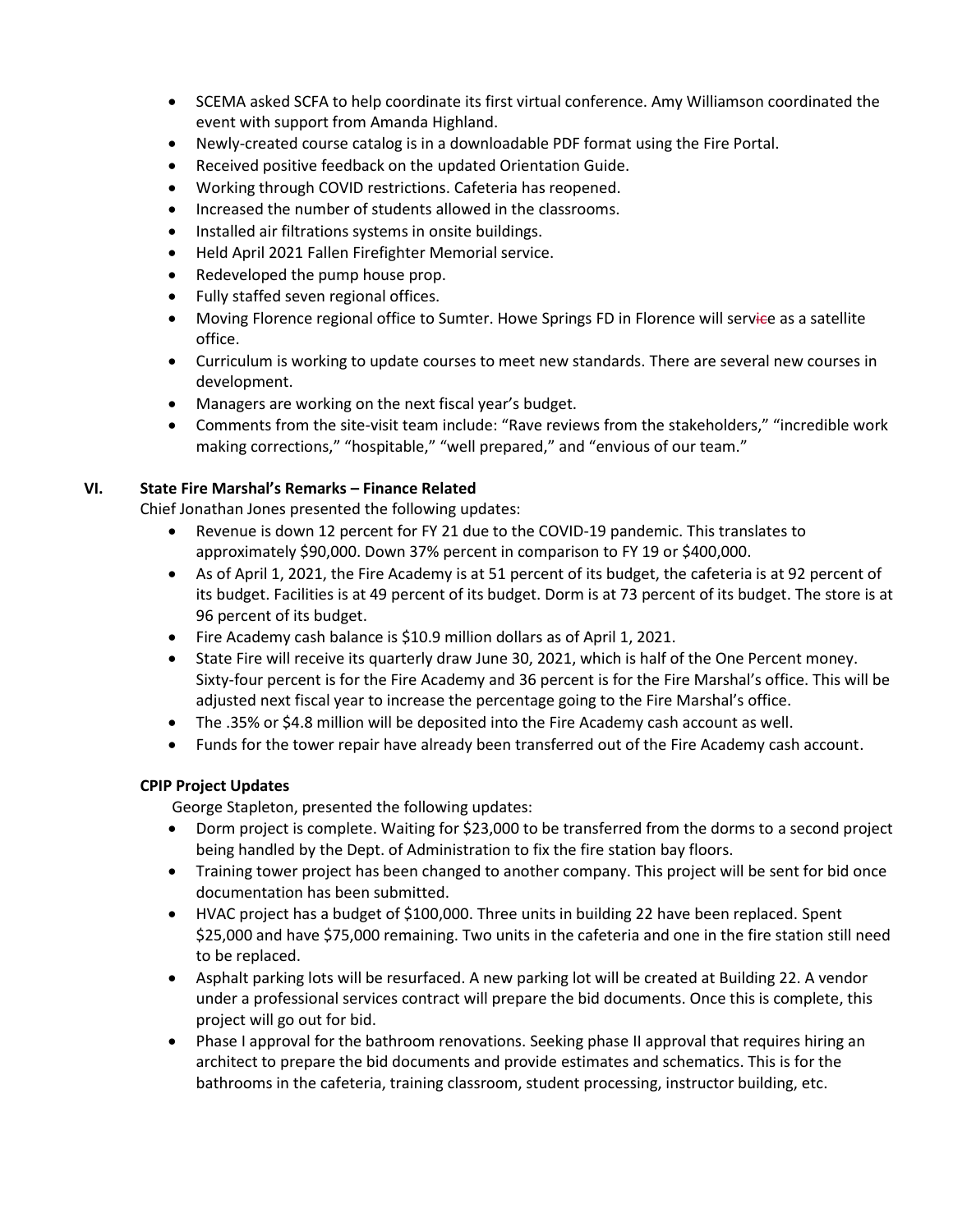- SCEMA asked SCFA to help coordinate its first virtual conference. Amy Williamson coordinated the event with support from Amanda Highland.
- Newly-created course catalog is in a downloadable PDF format using the Fire Portal.
- Received positive feedback on the updated Orientation Guide.
- Working through COVID restrictions. Cafeteria has reopened.
- Increased the number of students allowed in the classrooms.
- Installed air filtrations systems in onsite buildings.
- Held April 2021 Fallen Firefighter Memorial service.
- Redeveloped the pump house prop.
- Fully staffed seven regional offices.
- Moving Florence regional office to Sumter. Howe Springs FD in Florence will service as a satellite office.
- Curriculum is working to update courses to meet new standards. There are several new courses in development.
- Managers are working on the next fiscal year's budget.
- Comments from the site-visit team include: "Rave reviews from the stakeholders," "incredible work making corrections," "hospitable," "well prepared," and "envious of our team."

## VI. State Fire Marshal's Remarks – Finance Related

Chief Jonathan Jones presented the following updates:

- Revenue is down 12 percent for FY 21 due to the COVID-19 pandemic. This translates to approximately $90,000. Down 37% percent in comparison to FY 19 or $400,000.
- As of April 1, 2021, the Fire Academy is at 51 percent of its budget, the cafeteria is at 92 percent of its budget. Facilities is at 49 percent of its budget. Dorm is at 73 percent of its budget. The store is at 96 percent of its budget.
- Fire Academy cash balance is $10.9 million dollars as of April 1, 2021.
- State Fire will receive its quarterly draw June 30, 2021, which is half of the One Percent money. Sixty-four percent is for the Fire Academy and 36 percent is for the Fire Marshal's office. This will be adjusted next fiscal year to increase the percentage going to the Fire Marshal's office.
- The .35% or $4.8 million will be deposited into the Fire Academy cash account as well.
- Funds for the tower repair have already been transferred out of the Fire Academy cash account.

### CPIP Project Updates

George Stapleton, presented the following updates:

- Dorm project is complete. Waiting for $23,000 to be transferred from the dorms to a second project being handled by the Dept. of Administration to fix the fire station bay floors.
- Training tower project has been changed to another company. This project will be sent for bid once documentation has been submitted.
- HVAC project has a budget of $100,000. Three units in building 22 have been replaced. Spent $25,000 and have $75,000 remaining. Two units in the cafeteria and one in the fire station still need to be replaced.
- Asphalt parking lots will be resurfaced. A new parking lot will be created at Building 22. A vendor under a professional services contract will prepare the bid documents. Once this is complete, this project will go out for bid.
- Phase I approval for the bathroom renovations. Seeking phase II approval that requires hiring an architect to prepare the bid documents and provide estimates and schematics. This is for the bathrooms in the cafeteria, training classroom, student processing, instructor building, etc.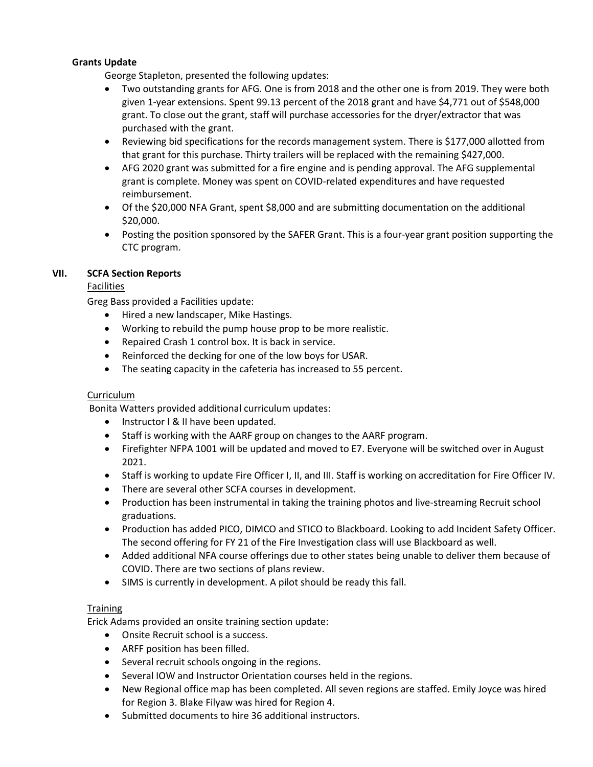**Grants Update**

George Stapleton, presented the following updates:

- Two outstanding grants for AFG. One is from 2018 and the other one is from 2019. They were both given 1-year extensions. Spent 99.13 percent of the 2018 grant and have $4,771 out of $548,000 grant. To close out the grant, staff will purchase accessories for the dryer/extractor that was purchased with the grant.
- Reviewing bid specifications for the records management system. There is $177,000 allotted from that grant for this purchase. Thirty trailers will be replaced with the remaining $427,000.
- AFG 2020 grant was submitted for a fire engine and is pending approval. The AFG supplemental grant is complete. Money was spent on COVID-related expenditures and have requested reimbursement.
- Of the $20,000 NFA Grant, spent $8,000 and are submitting documentation on the additional $20,000.
- Posting the position sponsored by the SAFER Grant. This is a four-year grant position supporting the CTC program.

## VII. SCFA Section Reports

Facilities

Greg Bass provided a Facilities update:

- Hired a new landscaper, Mike Hastings.
- Working to rebuild the pump house prop to be more realistic.
- Repaired Crash 1 control box. It is back in service.
- Reinforced the decking for one of the low boys for USAR.
- The seating capacity in the cafeteria has increased to 55 percent.

Curriculum

Bonita Watters provided additional curriculum updates:

- Instructor I & II have been updated.
- Staff is working with the AARF group on changes to the AARF program.
- Firefighter NFPA 1001 will be updated and moved to E7. Everyone will be switched over in August 2021.
- Staff is working to update Fire Officer I, II, and III. Staff is working on accreditation for Fire Officer IV.
- There are several other SCFA courses in development.
- Production has been instrumental in taking the training photos and live-streaming Recruit school graduations.
- Production has added PICO, DIMCO and STICO to Blackboard. Looking to add Incident Safety Officer. The second offering for FY 21 of the Fire Investigation class will use Blackboard as well.
- Added additional NFA course offerings due to other states being unable to deliver them because of COVID. There are two sections of plans review.
- SIMS is currently in development. A pilot should be ready this fall.

Training

Erick Adams provided an onsite training section update:

- Onsite Recruit school is a success.
- ARFF position has been filled.
- Several recruit schools ongoing in the regions.
- Several IOW and Instructor Orientation courses held in the regions.
- New Regional office map has been completed. All seven regions are staffed. Emily Joyce was hired for Region 3. Blake Filyaw was hired for Region 4.
- Submitted documents to hire 36 additional instructors.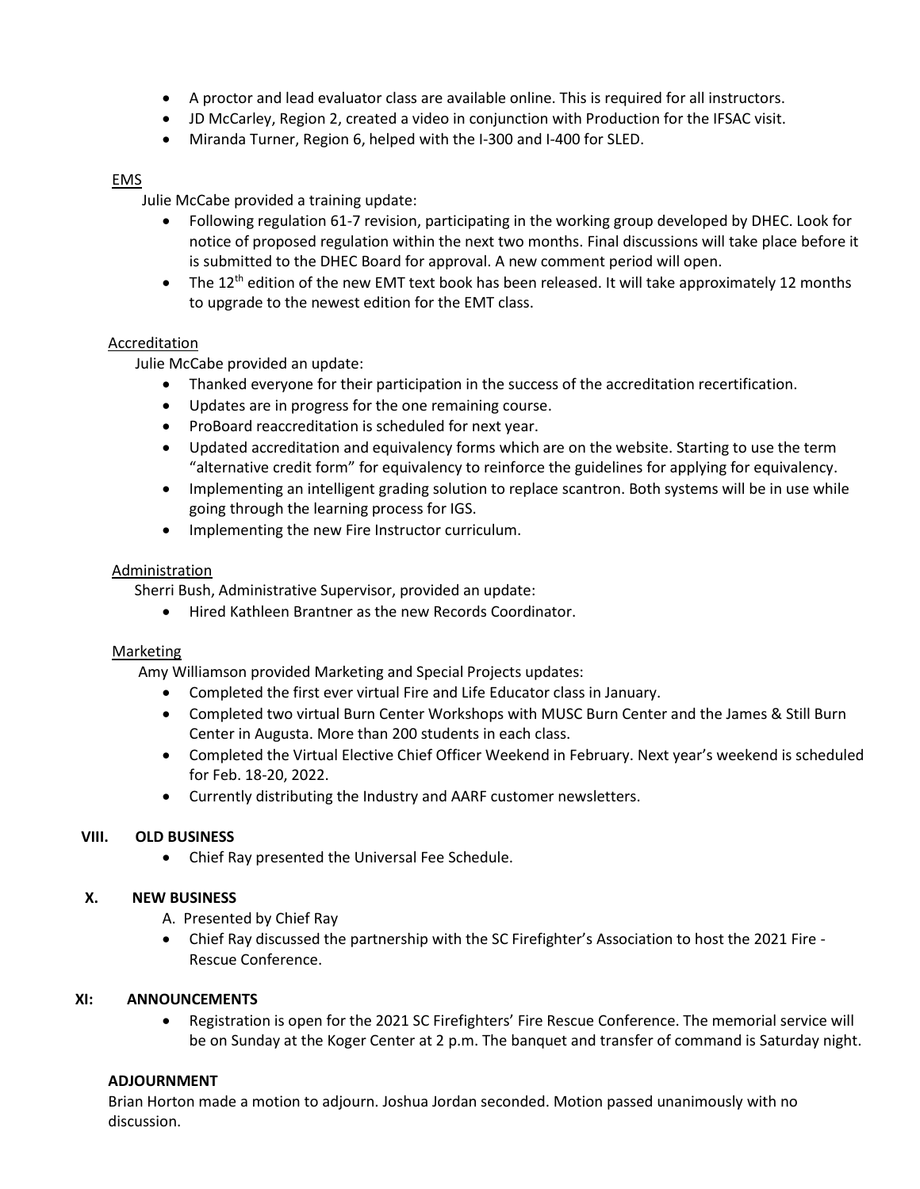- A proctor and lead evaluator class are available online. This is required for all instructors.
- JD McCarley, Region 2, created a video in conjunction with Production for the IFSAC visit.
- Miranda Turner, Region 6, helped with the I-300 and I-400 for SLED.

EMS

Julie McCabe provided a training update:

- Following regulation 61-7 revision, participating in the working group developed by DHEC. Look for notice of proposed regulation within the next two months. Final discussions will take place before it is submitted to the DHEC Board for approval. A new comment period will open.
- The 12th edition of the new EMT text book has been released. It will take approximately 12 months to upgrade to the newest edition for the EMT class.

Accreditation

Julie McCabe provided an update:

- Thanked everyone for their participation in the success of the accreditation recertification.
- Updates are in progress for the one remaining course.
- ProBoard reaccreditation is scheduled for next year.
- Updated accreditation and equivalency forms which are on the website. Starting to use the term "alternative credit form" for equivalency to reinforce the guidelines for applying for equivalency.
- Implementing an intelligent grading solution to replace scantron. Both systems will be in use while going through the learning process for IGS.
- Implementing the new Fire Instructor curriculum.

Administration

Sherri Bush, Administrative Supervisor, provided an update:

- Hired Kathleen Brantner as the new Records Coordinator.

Marketing

Amy Williamson provided Marketing and Special Projects updates:

- Completed the first ever virtual Fire and Life Educator class in January.
- Completed two virtual Burn Center Workshops with MUSC Burn Center and the James & Still Burn Center in Augusta. More than 200 students in each class.
- Completed the Virtual Elective Chief Officer Weekend in February. Next year's weekend is scheduled for Feb. 18-20, 2022.
- Currently distributing the Industry and AARF customer newsletters.

**VIII. OLD BUSINESS**

- Chief Ray presented the Universal Fee Schedule.

**X. NEW BUSINESS**

A. Presented by Chief Ray

- Chief Ray discussed the partnership with the SC Firefighter's Association to host the 2021 Fire - Rescue Conference.

**XI: ANNOUNCEMENTS**

- Registration is open for the 2021 SC Firefighters' Fire Rescue Conference. The memorial service will be on Sunday at the Koger Center at 2 p.m. The banquet and transfer of command is Saturday night.

**ADJOURNMENT**

Brian Horton made a motion to adjourn. Joshua Jordan seconded. Motion passed unanimously with no discussion.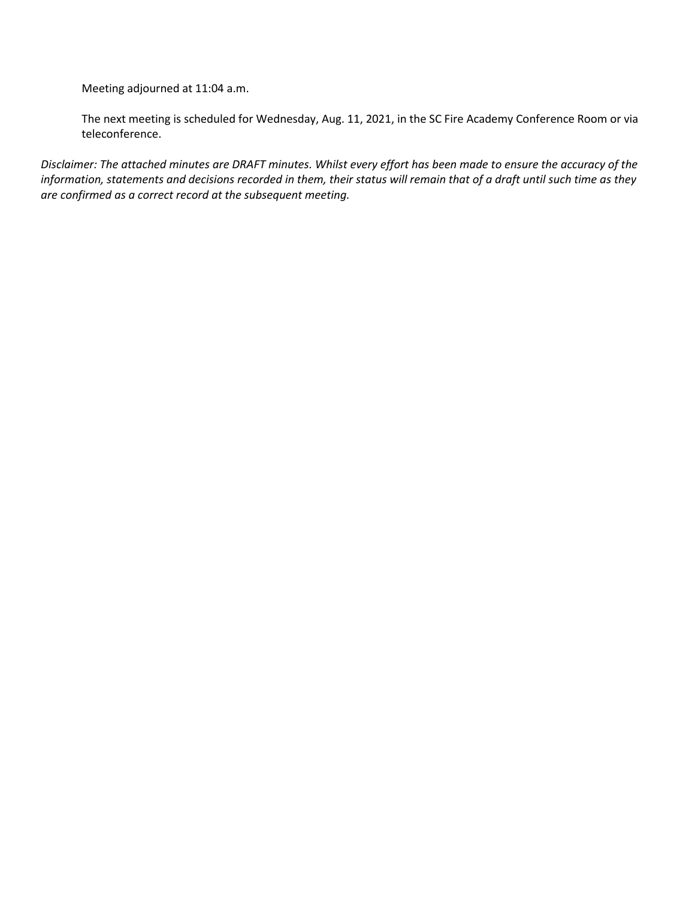Meeting adjourned at 11:04 a.m.

The next meeting is scheduled for Wednesday, Aug. 11, 2021, in the SC Fire Academy Conference Room or via teleconference.

*Disclaimer: The attached minutes are DRAFT minutes. Whilst every effort has been made to ensure the accuracy of the information, statements and decisions recorded in them, their status will remain that of a draft until such time as they are confirmed as a correct record at the subsequent meeting.*